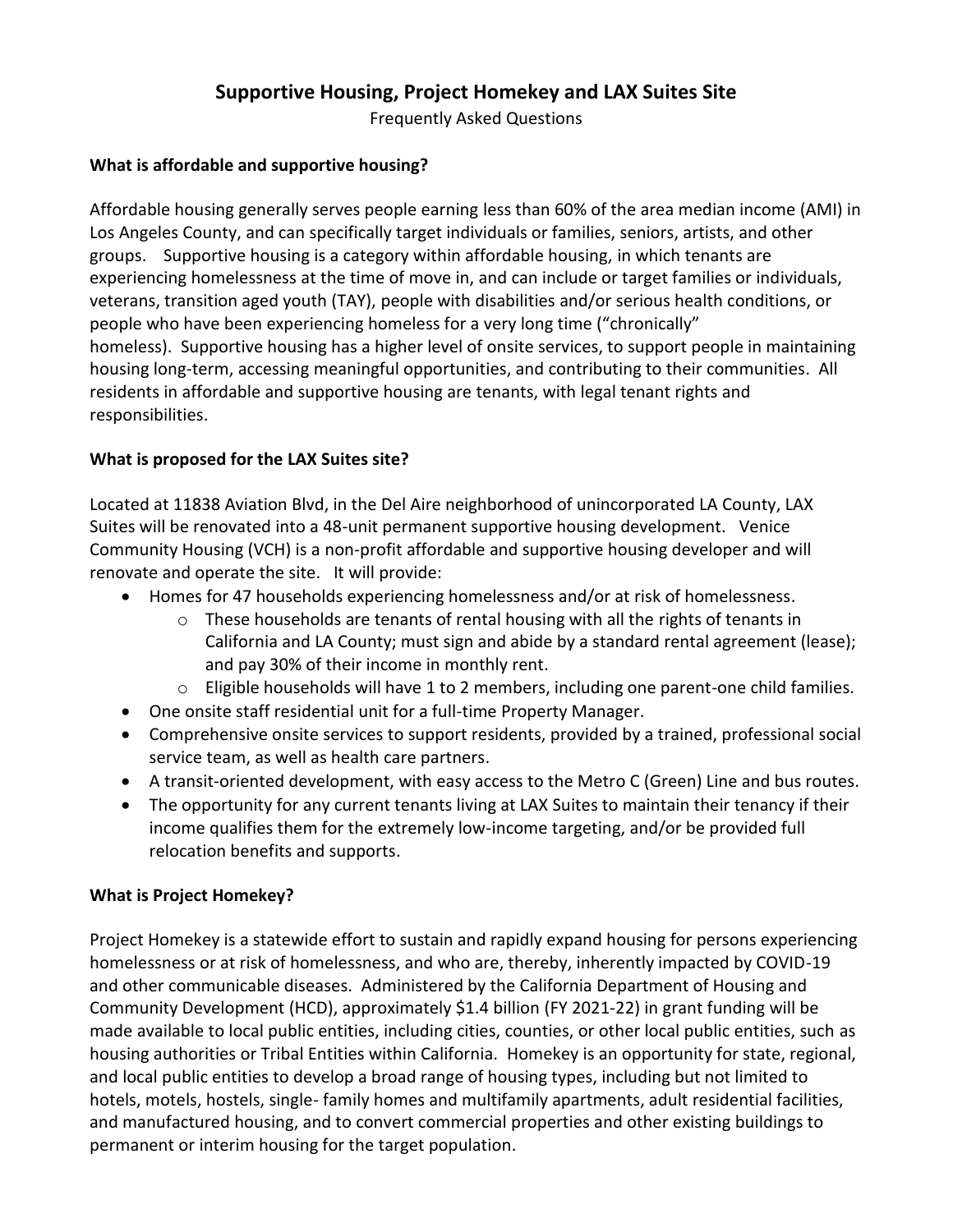# Supportive Housing, Project Homekey and LAX Suites Site

Frequently Asked Questions

### What is affordable and supportive housing?

Affordable housing generally serves people earning less than 60% of the area median income (AMI) in Los Angeles County, and can specifically target individuals or families, seniors, artists, and other groups. Supportive housing is a category within affordable housing, in which tenants are experiencing homelessness at the time of move in, and can include or target families or individuals, veterans, transition aged youth (TAY), people with disabilities and/or serious health conditions, or people who have been experiencing homeless for a very long time ("chronically" homeless). Supportive housing has a higher level of onsite services, to support people in maintaining housing long-term, accessing meaningful opportunities, and contributing to their communities. All residents in affordable and supportive housing are tenants, with legal tenant rights and responsibilities.

### What is proposed for the LAX Suites site?

Located at 11838 Aviation Blvd, in the Del Aire neighborhood of unincorporated LA County, LAX Suites will be renovated into a 48-unit permanent supportive housing development. Venice Community Housing (VCH) is a non-profit affordable and supportive housing developer and will renovate and operate the site. It will provide:

- Homes for 47 households experiencing homelessness and/or at risk of homelessness.
  - These households are tenants of rental housing with all the rights of tenants in California and LA County; must sign and abide by a standard rental agreement (lease); and pay 30% of their income in monthly rent.
  - Eligible households will have 1 to 2 members, including one parent-one child families.
- One onsite staff residential unit for a full-time Property Manager.
- Comprehensive onsite services to support residents, provided by a trained, professional social service team, as well as health care partners.
- A transit-oriented development, with easy access to the Metro C (Green) Line and bus routes.
- The opportunity for any current tenants living at LAX Suites to maintain their tenancy if their income qualifies them for the extremely low-income targeting, and/or be provided full relocation benefits and supports.

### What is Project Homekey?

Project Homekey is a statewide effort to sustain and rapidly expand housing for persons experiencing homelessness or at risk of homelessness, and who are, thereby, inherently impacted by COVID-19 and other communicable diseases. Administered by the California Department of Housing and Community Development (HCD), approximately $1.4 billion (FY 2021-22) in grant funding will be made available to local public entities, including cities, counties, or other local public entities, such as housing authorities or Tribal Entities within California. Homekey is an opportunity for state, regional, and local public entities to develop a broad range of housing types, including but not limited to hotels, motels, hostels, single- family homes and multifamily apartments, adult residential facilities, and manufactured housing, and to convert commercial properties and other existing buildings to permanent or interim housing for the target population.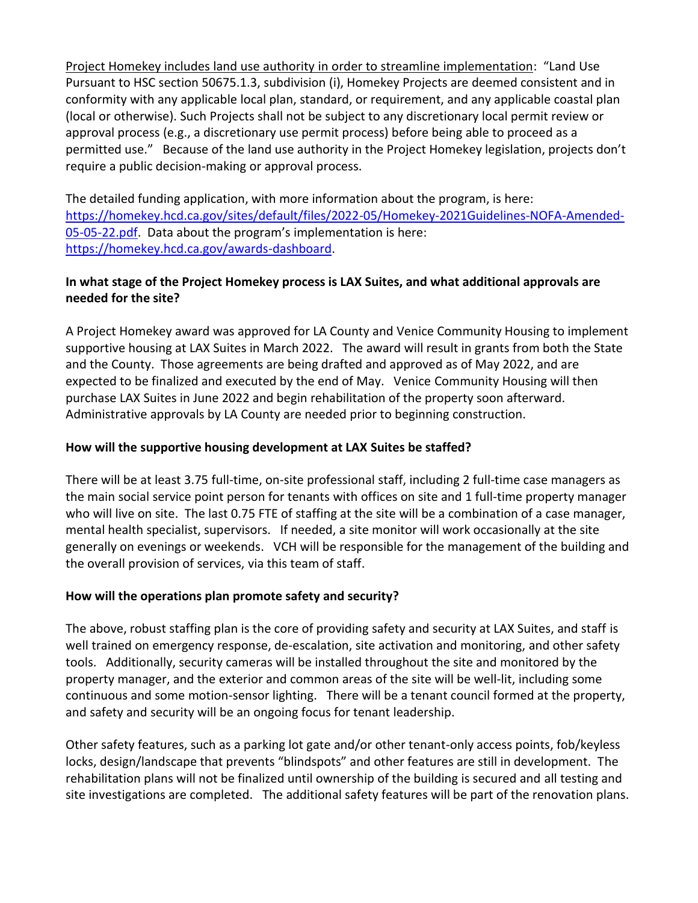Project Homekey includes land use authority in order to streamline implementation: "Land Use Pursuant to HSC section 50675.1.3, subdivision (i), Homekey Projects are deemed consistent and in conformity with any applicable local plan, standard, or requirement, and any applicable coastal plan (local or otherwise). Such Projects shall not be subject to any discretionary local permit review or approval process (e.g., a discretionary use permit process) before being able to proceed as a permitted use." Because of the land use authority in the Project Homekey legislation, projects don't require a public decision-making or approval process.

The detailed funding application, with more information about the program, is here: https://homekey.hcd.ca.gov/sites/default/files/2022-05/Homekey-2021Guidelines-NOFA-Amended-05-05-22.pdf. Data about the program's implementation is here: https://homekey.hcd.ca.gov/awards-dashboard.

**In what stage of the Project Homekey process is LAX Suites, and what additional approvals are needed for the site?**

A Project Homekey award was approved for LA County and Venice Community Housing to implement supportive housing at LAX Suites in March 2022. The award will result in grants from both the State and the County. Those agreements are being drafted and approved as of May 2022, and are expected to be finalized and executed by the end of May. Venice Community Housing will then purchase LAX Suites in June 2022 and begin rehabilitation of the property soon afterward. Administrative approvals by LA County are needed prior to beginning construction.

**How will the supportive housing development at LAX Suites be staffed?**

There will be at least 3.75 full-time, on-site professional staff, including 2 full-time case managers as the main social service point person for tenants with offices on site and 1 full-time property manager who will live on site. The last 0.75 FTE of staffing at the site will be a combination of a case manager, mental health specialist, supervisors. If needed, a site monitor will work occasionally at the site generally on evenings or weekends. VCH will be responsible for the management of the building and the overall provision of services, via this team of staff.

**How will the operations plan promote safety and security?**

The above, robust staffing plan is the core of providing safety and security at LAX Suites, and staff is well trained on emergency response, de-escalation, site activation and monitoring, and other safety tools. Additionally, security cameras will be installed throughout the site and monitored by the property manager, and the exterior and common areas of the site will be well-lit, including some continuous and some motion-sensor lighting. There will be a tenant council formed at the property, and safety and security will be an ongoing focus for tenant leadership.

Other safety features, such as a parking lot gate and/or other tenant-only access points, fob/keyless locks, design/landscape that prevents "blindspots" and other features are still in development. The rehabilitation plans will not be finalized until ownership of the building is secured and all testing and site investigations are completed. The additional safety features will be part of the renovation plans.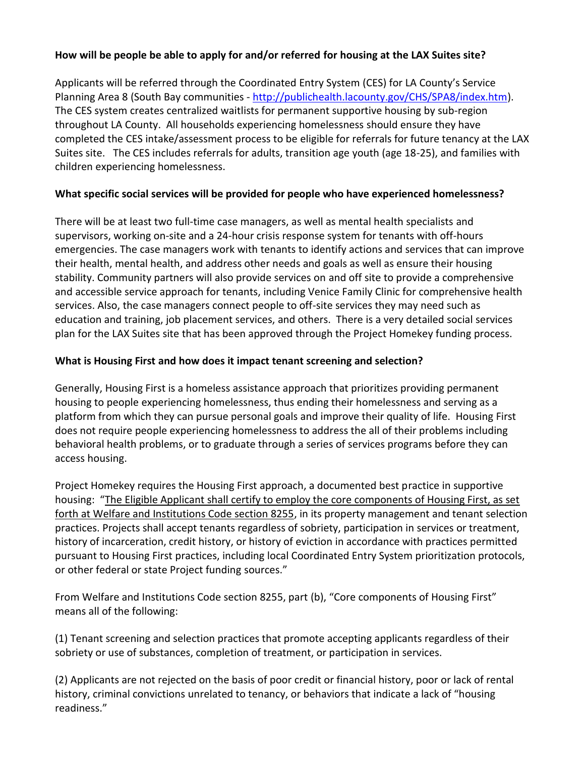**How will be people be able to apply for and/or referred for housing at the LAX Suites site?**

Applicants will be referred through the Coordinated Entry System (CES) for LA County's Service Planning Area 8 (South Bay communities - http://publichealth.lacounty.gov/CHS/SPA8/index.htm). The CES system creates centralized waitlists for permanent supportive housing by sub-region throughout LA County. All households experiencing homelessness should ensure they have completed the CES intake/assessment process to be eligible for referrals for future tenancy at the LAX Suites site. The CES includes referrals for adults, transition age youth (age 18-25), and families with children experiencing homelessness.

**What specific social services will be provided for people who have experienced homelessness?**

There will be at least two full-time case managers, as well as mental health specialists and supervisors, working on-site and a 24-hour crisis response system for tenants with off-hours emergencies. The case managers work with tenants to identify actions and services that can improve their health, mental health, and address other needs and goals as well as ensure their housing stability. Community partners will also provide services on and off site to provide a comprehensive and accessible service approach for tenants, including Venice Family Clinic for comprehensive health services. Also, the case managers connect people to off-site services they may need such as education and training, job placement services, and others. There is a very detailed social services plan for the LAX Suites site that has been approved through the Project Homekey funding process.

**What is Housing First and how does it impact tenant screening and selection?**

Generally, Housing First is a homeless assistance approach that prioritizes providing permanent housing to people experiencing homelessness, thus ending their homelessness and serving as a platform from which they can pursue personal goals and improve their quality of life. Housing First does not require people experiencing homelessness to address the all of their problems including behavioral health problems, or to graduate through a series of services programs before they can access housing.

Project Homekey requires the Housing First approach, a documented best practice in supportive housing: "The Eligible Applicant shall certify to employ the core components of Housing First, as set forth at Welfare and Institutions Code section 8255, in its property management and tenant selection practices. Projects shall accept tenants regardless of sobriety, participation in services or treatment, history of incarceration, credit history, or history of eviction in accordance with practices permitted pursuant to Housing First practices, including local Coordinated Entry System prioritization protocols, or other federal or state Project funding sources."

From Welfare and Institutions Code section 8255, part (b), "Core components of Housing First" means all of the following:

(1) Tenant screening and selection practices that promote accepting applicants regardless of their sobriety or use of substances, completion of treatment, or participation in services.

(2) Applicants are not rejected on the basis of poor credit or financial history, poor or lack of rental history, criminal convictions unrelated to tenancy, or behaviors that indicate a lack of "housing readiness."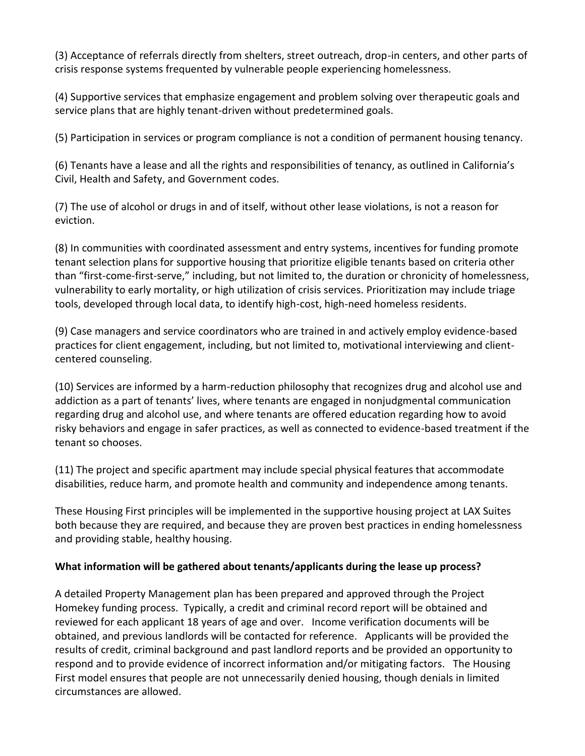(3) Acceptance of referrals directly from shelters, street outreach, drop-in centers, and other parts of crisis response systems frequented by vulnerable people experiencing homelessness.

(4) Supportive services that emphasize engagement and problem solving over therapeutic goals and service plans that are highly tenant-driven without predetermined goals.

(5) Participation in services or program compliance is not a condition of permanent housing tenancy.

(6) Tenants have a lease and all the rights and responsibilities of tenancy, as outlined in California's Civil, Health and Safety, and Government codes.

(7) The use of alcohol or drugs in and of itself, without other lease violations, is not a reason for eviction.

(8) In communities with coordinated assessment and entry systems, incentives for funding promote tenant selection plans for supportive housing that prioritize eligible tenants based on criteria other than "first-come-first-serve," including, but not limited to, the duration or chronicity of homelessness, vulnerability to early mortality, or high utilization of crisis services. Prioritization may include triage tools, developed through local data, to identify high-cost, high-need homeless residents.

(9) Case managers and service coordinators who are trained in and actively employ evidence-based practices for client engagement, including, but not limited to, motivational interviewing and client-centered counseling.

(10) Services are informed by a harm-reduction philosophy that recognizes drug and alcohol use and addiction as a part of tenants' lives, where tenants are engaged in nonjudgmental communication regarding drug and alcohol use, and where tenants are offered education regarding how to avoid risky behaviors and engage in safer practices, as well as connected to evidence-based treatment if the tenant so chooses.

(11) The project and specific apartment may include special physical features that accommodate disabilities, reduce harm, and promote health and community and independence among tenants.

These Housing First principles will be implemented in the supportive housing project at LAX Suites both because they are required, and because they are proven best practices in ending homelessness and providing stable, healthy housing.

**What information will be gathered about tenants/applicants during the lease up process?**

A detailed Property Management plan has been prepared and approved through the Project Homekey funding process. Typically, a credit and criminal record report will be obtained and reviewed for each applicant 18 years of age and over. Income verification documents will be obtained, and previous landlords will be contacted for reference. Applicants will be provided the results of credit, criminal background and past landlord reports and be provided an opportunity to respond and to provide evidence of incorrect information and/or mitigating factors. The Housing First model ensures that people are not unnecessarily denied housing, though denials in limited circumstances are allowed.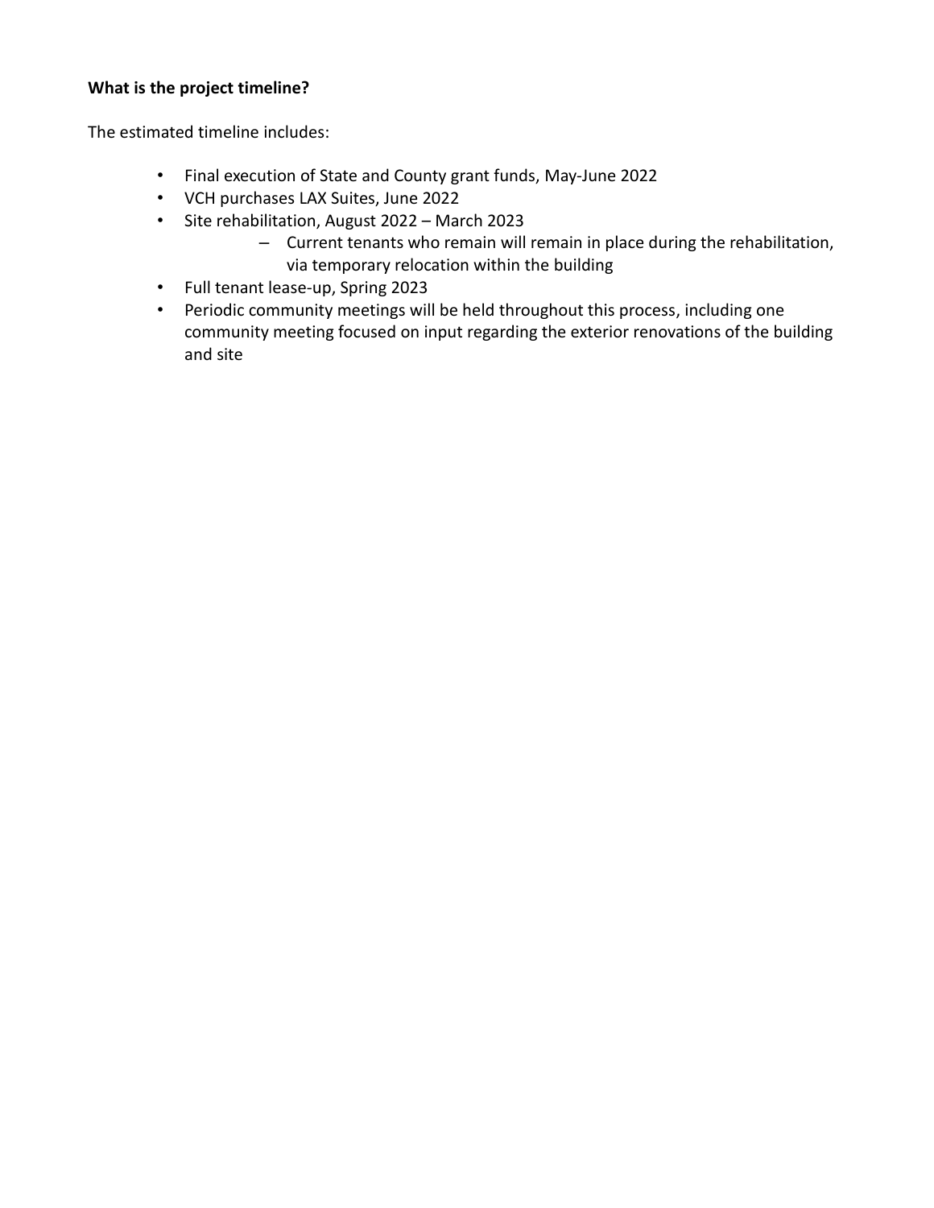**What is the project timeline?**

The estimated timeline includes:

- Final execution of State and County grant funds, May-June 2022
- VCH purchases LAX Suites, June 2022
- Site rehabilitation, August 2022 – March 2023
  - Current tenants who remain will remain in place during the rehabilitation, via temporary relocation within the building
- Full tenant lease-up, Spring 2023
- Periodic community meetings will be held throughout this process, including one community meeting focused on input regarding the exterior renovations of the building and site